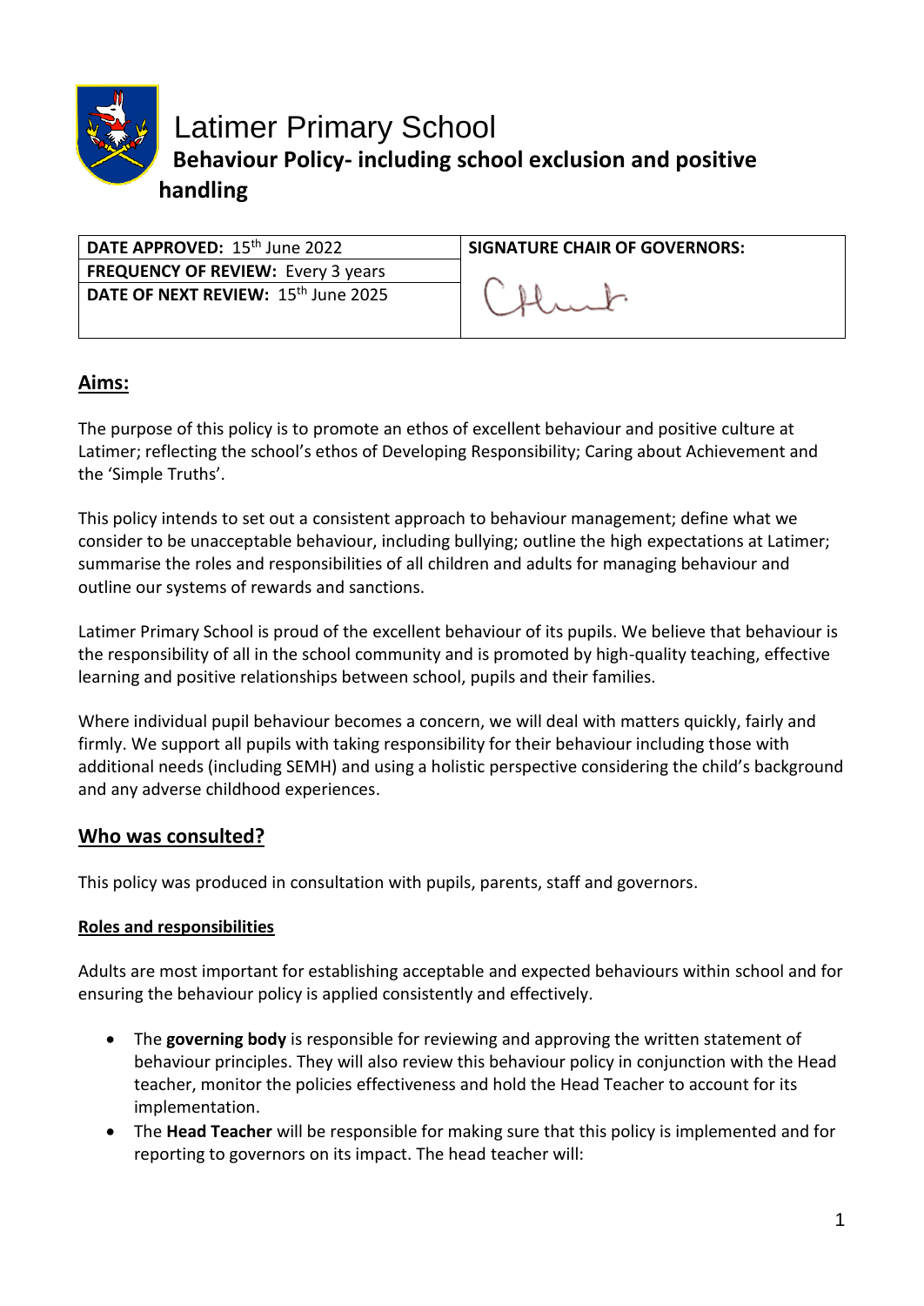# Latimer Primary School

## Behaviour Policy- including school exclusion and positive handling

| DATE APPROVED: 15th June 2022 | SIGNATURE CHAIR OF GOVERNORS: |
|---|---|
| FREQUENCY OF REVIEW: Every 3 years | |
| DATE OF NEXT REVIEW: 15th June 2025 | |

## Aims:

The purpose of this policy is to promote an ethos of excellent behaviour and positive culture at Latimer; reflecting the school's ethos of Developing Responsibility; Caring about Achievement and the 'Simple Truths'.

This policy intends to set out a consistent approach to behaviour management; define what we consider to be unacceptable behaviour, including bullying; outline the high expectations at Latimer; summarise the roles and responsibilities of all children and adults for managing behaviour and outline our systems of rewards and sanctions.

Latimer Primary School is proud of the excellent behaviour of its pupils. We believe that behaviour is the responsibility of all in the school community and is promoted by high-quality teaching, effective learning and positive relationships between school, pupils and their families.

Where individual pupil behaviour becomes a concern, we will deal with matters quickly, fairly and firmly. We support all pupils with taking responsibility for their behaviour including those with additional needs (including SEMH) and using a holistic perspective considering the child's background and any adverse childhood experiences.

## Who was consulted?

This policy was produced in consultation with pupils, parents, staff and governors.

### Roles and responsibilities

Adults are most important for establishing acceptable and expected behaviours within school and for ensuring the behaviour policy is applied consistently and effectively.

- The **governing body** is responsible for reviewing and approving the written statement of behaviour principles. They will also review this behaviour policy in conjunction with the Head teacher, monitor the policies effectiveness and hold the Head Teacher to account for its implementation.
- The **Head Teacher** will be responsible for making sure that this policy is implemented and for reporting to governors on its impact. The head teacher will: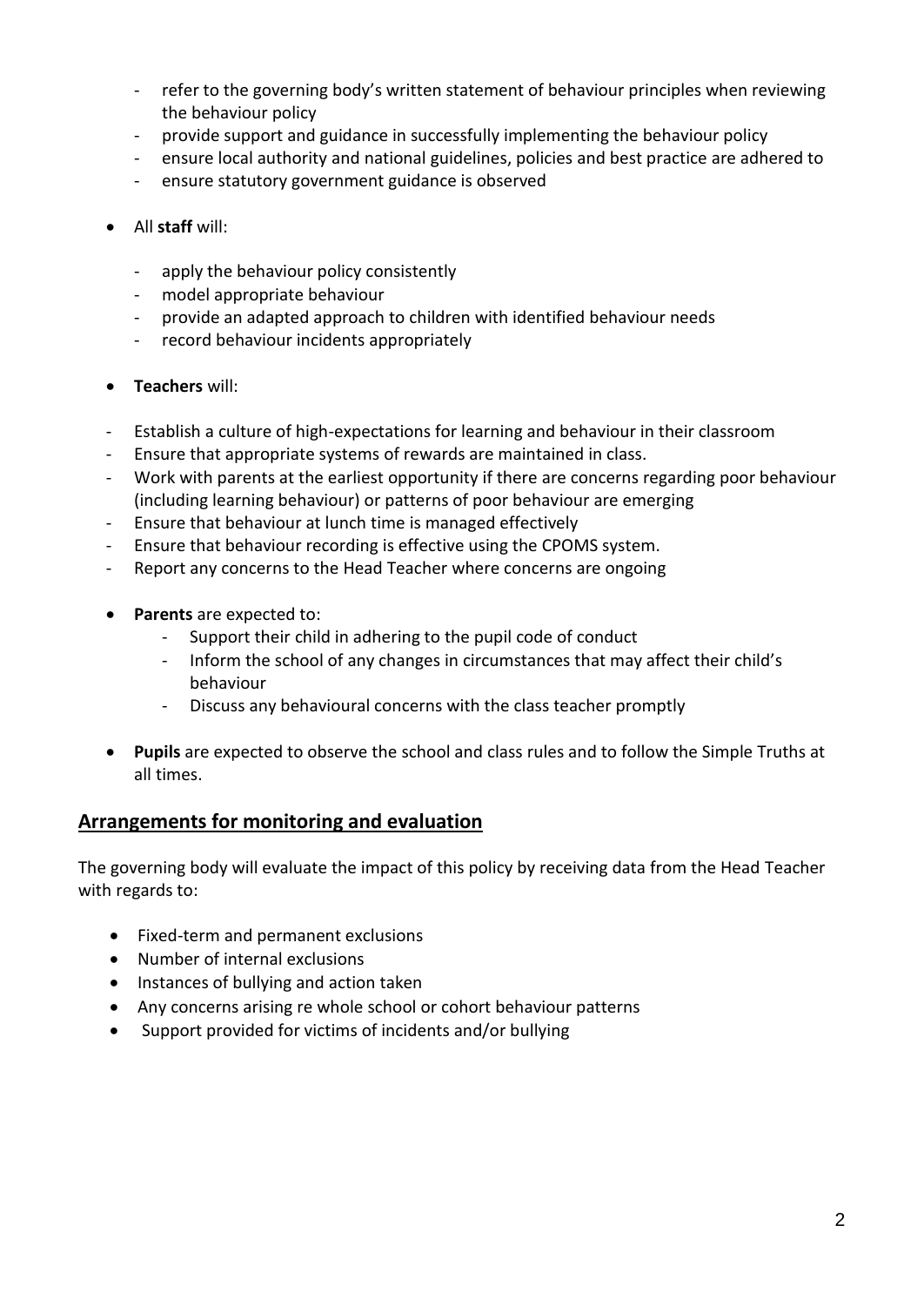- refer to the governing body's written statement of behaviour principles when reviewing the behaviour policy
- provide support and guidance in successfully implementing the behaviour policy
- ensure local authority and national guidelines, policies and best practice are adhered to
- ensure statutory government guidance is observed

- All **staff** will:
  - apply the behaviour policy consistently
  - model appropriate behaviour
  - provide an adapted approach to children with identified behaviour needs
  - record behaviour incidents appropriately

- **Teachers** will:

- Establish a culture of high-expectations for learning and behaviour in their classroom
- Ensure that appropriate systems of rewards are maintained in class.
- Work with parents at the earliest opportunity if there are concerns regarding poor behaviour (including learning behaviour) or patterns of poor behaviour are emerging
- Ensure that behaviour at lunch time is managed effectively
- Ensure that behaviour recording is effective using the CPOMS system.
- Report any concerns to the Head Teacher where concerns are ongoing

- **Parents** are expected to:
  - Support their child in adhering to the pupil code of conduct
  - Inform the school of any changes in circumstances that may affect their child's behaviour
  - Discuss any behavioural concerns with the class teacher promptly

- **Pupils** are expected to observe the school and class rules and to follow the Simple Truths at all times.

## Arrangements for monitoring and evaluation

The governing body will evaluate the impact of this policy by receiving data from the Head Teacher with regards to:

- Fixed-term and permanent exclusions
- Number of internal exclusions
- Instances of bullying and action taken
- Any concerns arising re whole school or cohort behaviour patterns
- Support provided for victims of incidents and/or bullying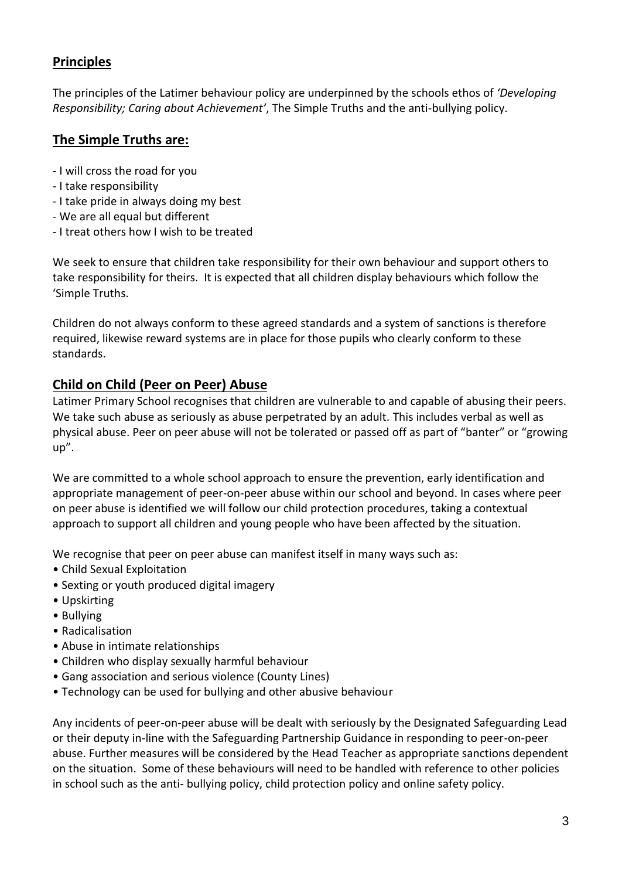## Principles

The principles of the Latimer behaviour policy are underpinned by the schools ethos of *'Developing Responsibility; Caring about Achievement'*, The Simple Truths and the anti-bullying policy.

## The Simple Truths are:

- I will cross the road for you
- I take responsibility
- I take pride in always doing my best
- We are all equal but different
- I treat others how I wish to be treated

We seek to ensure that children take responsibility for their own behaviour and support others to take responsibility for theirs. It is expected that all children display behaviours which follow the 'Simple Truths.

Children do not always conform to these agreed standards and a system of sanctions is therefore required, likewise reward systems are in place for those pupils who clearly conform to these standards.

## Child on Child (Peer on Peer) Abuse

Latimer Primary School recognises that children are vulnerable to and capable of abusing their peers. We take such abuse as seriously as abuse perpetrated by an adult. This includes verbal as well as physical abuse. Peer on peer abuse will not be tolerated or passed off as part of "banter" or "growing up".

We are committed to a whole school approach to ensure the prevention, early identification and appropriate management of peer-on-peer abuse within our school and beyond. In cases where peer on peer abuse is identified we will follow our child protection procedures, taking a contextual approach to support all children and young people who have been affected by the situation.

We recognise that peer on peer abuse can manifest itself in many ways such as:

- Child Sexual Exploitation
- Sexting or youth produced digital imagery
- Upskirting
- Bullying
- Radicalisation
- Abuse in intimate relationships
- Children who display sexually harmful behaviour
- Gang association and serious violence (County Lines)
- Technology can be used for bullying and other abusive behaviour

Any incidents of peer-on-peer abuse will be dealt with seriously by the Designated Safeguarding Lead or their deputy in-line with the Safeguarding Partnership Guidance in responding to peer-on-peer abuse. Further measures will be considered by the Head Teacher as appropriate sanctions dependent on the situation. Some of these behaviours will need to be handled with reference to other policies in school such as the anti- bullying policy, child protection policy and online safety policy.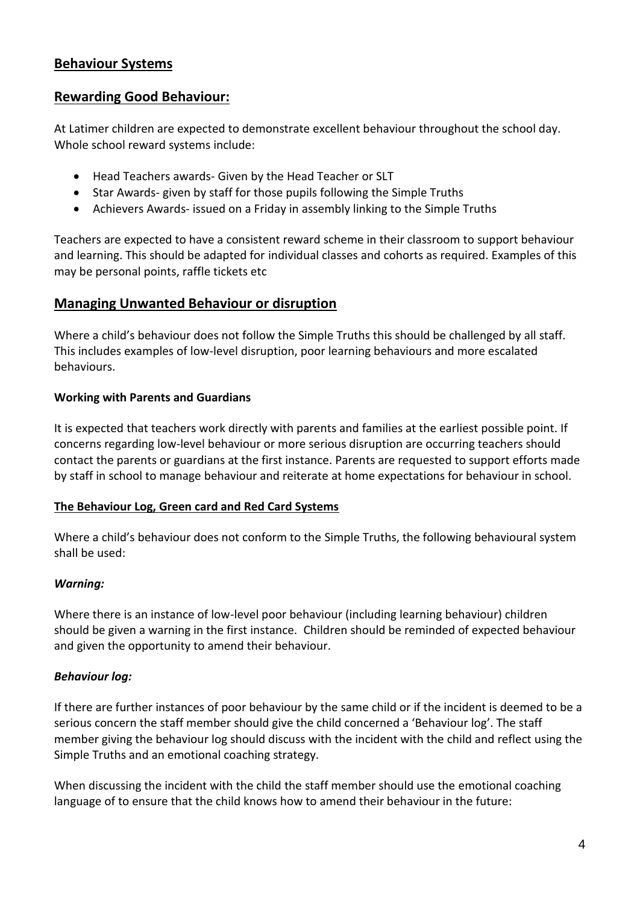## Behaviour Systems

## Rewarding Good Behaviour:

At Latimer children are expected to demonstrate excellent behaviour throughout the school day. Whole school reward systems include:

- Head Teachers awards- Given by the Head Teacher or SLT
- Star Awards- given by staff for those pupils following the Simple Truths
- Achievers Awards- issued on a Friday in assembly linking to the Simple Truths

Teachers are expected to have a consistent reward scheme in their classroom to support behaviour and learning. This should be adapted for individual classes and cohorts as required. Examples of this may be personal points, raffle tickets etc

## Managing Unwanted Behaviour or disruption

Where a child's behaviour does not follow the Simple Truths this should be challenged by all staff. This includes examples of low-level disruption, poor learning behaviours and more escalated behaviours.

**Working with Parents and Guardians**

It is expected that teachers work directly with parents and families at the earliest possible point. If concerns regarding low-level behaviour or more serious disruption are occurring teachers should contact the parents or guardians at the first instance. Parents are requested to support efforts made by staff in school to manage behaviour and reiterate at home expectations for behaviour in school.

**The Behaviour Log, Green card and Red Card Systems**

Where a child's behaviour does not conform to the Simple Truths, the following behavioural system shall be used:

***Warning:***

Where there is an instance of low-level poor behaviour (including learning behaviour) children should be given a warning in the first instance. Children should be reminded of expected behaviour and given the opportunity to amend their behaviour.

***Behaviour log:***

If there are further instances of poor behaviour by the same child or if the incident is deemed to be a serious concern the staff member should give the child concerned a 'Behaviour log'. The staff member giving the behaviour log should discuss with the incident with the child and reflect using the Simple Truths and an emotional coaching strategy.

When discussing the incident with the child the staff member should use the emotional coaching language of to ensure that the child knows how to amend their behaviour in the future: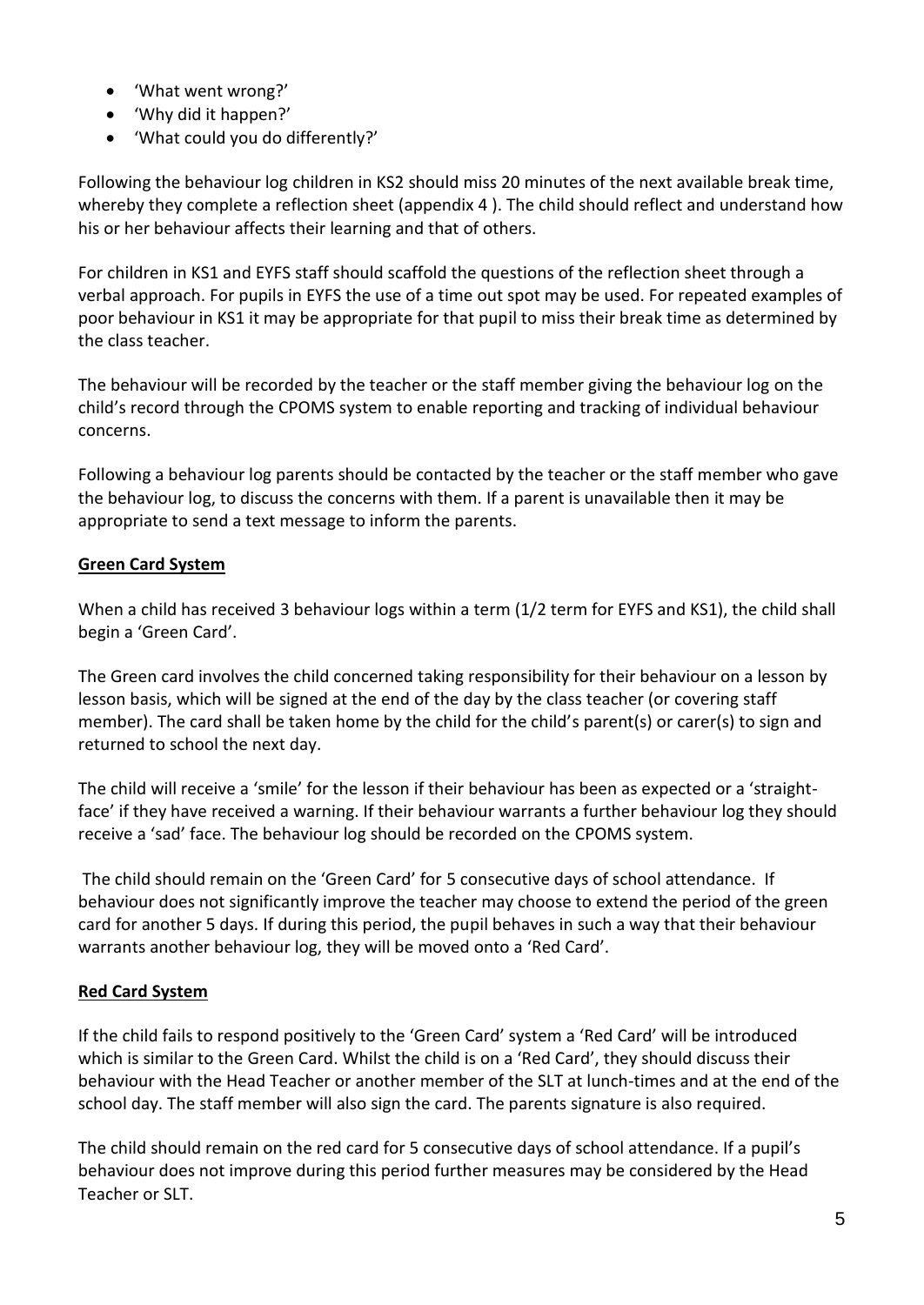- 'What went wrong?'
- 'Why did it happen?'
- 'What could you do differently?'

Following the behaviour log children in KS2 should miss 20 minutes of the next available break time, whereby they complete a reflection sheet (appendix 4 ). The child should reflect and understand how his or her behaviour affects their learning and that of others.

For children in KS1 and EYFS staff should scaffold the questions of the reflection sheet through a verbal approach. For pupils in EYFS the use of a time out spot may be used. For repeated examples of poor behaviour in KS1 it may be appropriate for that pupil to miss their break time as determined by the class teacher.

The behaviour will be recorded by the teacher or the staff member giving the behaviour log on the child's record through the CPOMS system to enable reporting and tracking of individual behaviour concerns.

Following a behaviour log parents should be contacted by the teacher or the staff member who gave the behaviour log, to discuss the concerns with them. If a parent is unavailable then it may be appropriate to send a text message to inform the parents.

**Green Card System**

When a child has received 3 behaviour logs within a term (1/2 term for EYFS and KS1), the child shall begin a 'Green Card'.

The Green card involves the child concerned taking responsibility for their behaviour on a lesson by lesson basis, which will be signed at the end of the day by the class teacher (or covering staff member). The card shall be taken home by the child for the child's parent(s) or carer(s) to sign and returned to school the next day.

The child will receive a 'smile' for the lesson if their behaviour has been as expected or a 'straight-face' if they have received a warning. If their behaviour warrants a further behaviour log they should receive a 'sad' face. The behaviour log should be recorded on the CPOMS system.

The child should remain on the 'Green Card' for 5 consecutive days of school attendance. If behaviour does not significantly improve the teacher may choose to extend the period of the green card for another 5 days. If during this period, the pupil behaves in such a way that their behaviour warrants another behaviour log, they will be moved onto a 'Red Card'.

**Red Card System**

If the child fails to respond positively to the 'Green Card' system a 'Red Card' will be introduced which is similar to the Green Card. Whilst the child is on a 'Red Card', they should discuss their behaviour with the Head Teacher or another member of the SLT at lunch-times and at the end of the school day. The staff member will also sign the card. The parents signature is also required.

The child should remain on the red card for 5 consecutive days of school attendance. If a pupil's behaviour does not improve during this period further measures may be considered by the Head Teacher or SLT.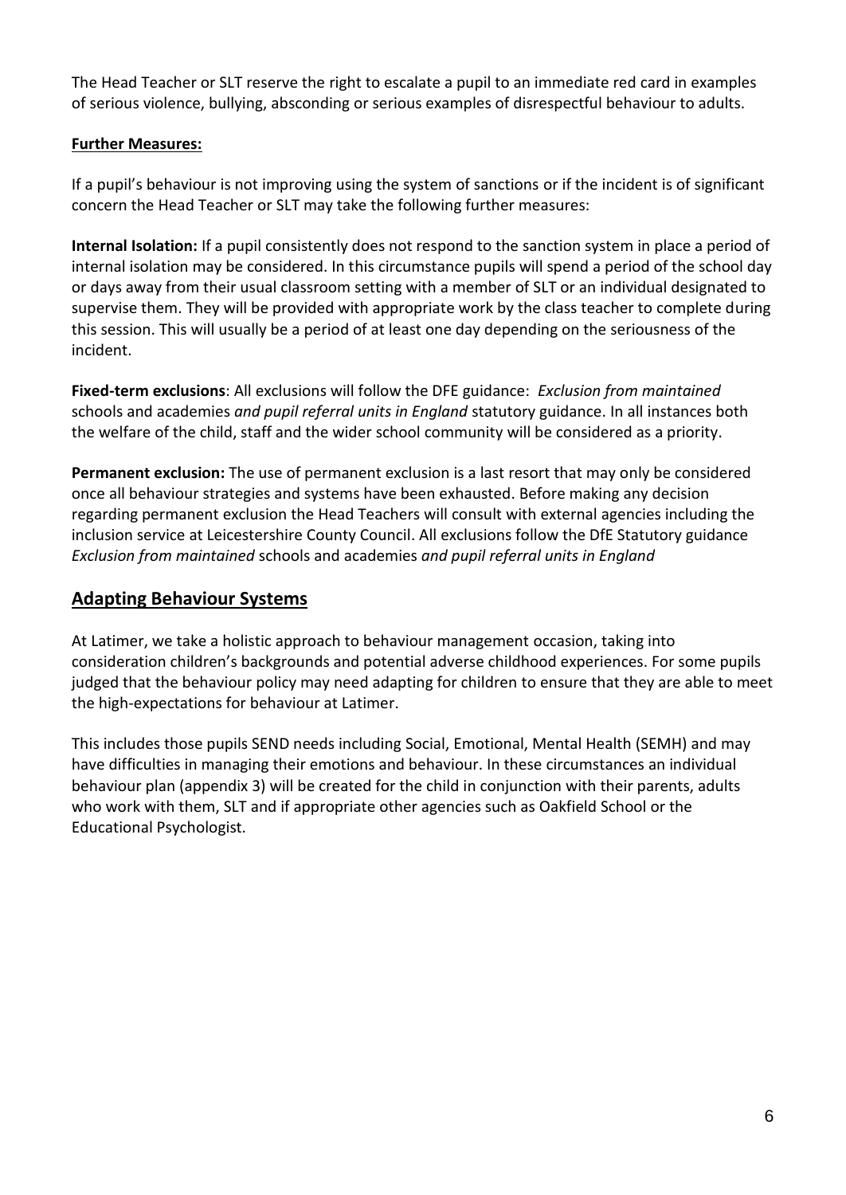The Head Teacher or SLT reserve the right to escalate a pupil to an immediate red card in examples of serious violence, bullying, absconding or serious examples of disrespectful behaviour to adults.

**Further Measures:**

If a pupil's behaviour is not improving using the system of sanctions or if the incident is of significant concern the Head Teacher or SLT may take the following further measures:

**Internal Isolation:** If a pupil consistently does not respond to the sanction system in place a period of internal isolation may be considered. In this circumstance pupils will spend a period of the school day or days away from their usual classroom setting with a member of SLT or an individual designated to supervise them. They will be provided with appropriate work by the class teacher to complete during this session. This will usually be a period of at least one day depending on the seriousness of the incident.

**Fixed-term exclusions**: All exclusions will follow the DFE guidance: *Exclusion from maintained* schools and academies *and pupil referral units in England* statutory guidance. In all instances both the welfare of the child, staff and the wider school community will be considered as a priority.

**Permanent exclusion:** The use of permanent exclusion is a last resort that may only be considered once all behaviour strategies and systems have been exhausted. Before making any decision regarding permanent exclusion the Head Teachers will consult with external agencies including the inclusion service at Leicestershire County Council. All exclusions follow the DfE Statutory guidance *Exclusion from maintained* schools and academies *and pupil referral units in England*

## Adapting Behaviour Systems

At Latimer, we take a holistic approach to behaviour management occasion, taking into consideration children's backgrounds and potential adverse childhood experiences. For some pupils judged that the behaviour policy may need adapting for children to ensure that they are able to meet the high-expectations for behaviour at Latimer.

This includes those pupils SEND needs including Social, Emotional, Mental Health (SEMH) and may have difficulties in managing their emotions and behaviour. In these circumstances an individual behaviour plan (appendix 3) will be created for the child in conjunction with their parents, adults who work with them, SLT and if appropriate other agencies such as Oakfield School or the Educational Psychologist.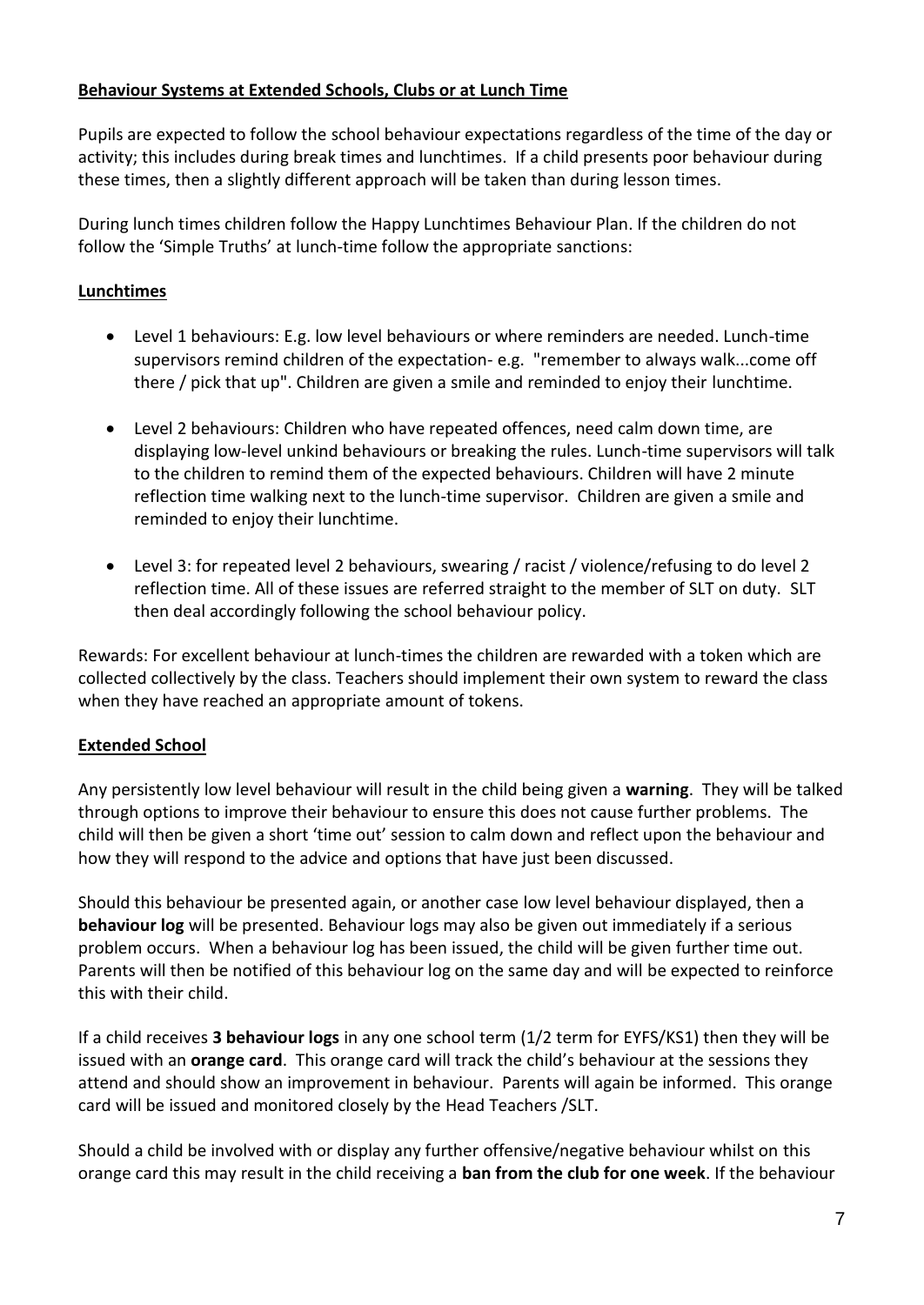## **Behaviour Systems at Extended Schools, Clubs or at Lunch Time**

Pupils are expected to follow the school behaviour expectations regardless of the time of the day or activity; this includes during break times and lunchtimes. If a child presents poor behaviour during these times, then a slightly different approach will be taken than during lesson times.

During lunch times children follow the Happy Lunchtimes Behaviour Plan. If the children do not follow the 'Simple Truths' at lunch-time follow the appropriate sanctions:

### **Lunchtimes**

- Level 1 behaviours: E.g. low level behaviours or where reminders are needed. Lunch-time supervisors remind children of the expectation- e.g. "remember to always walk...come off there / pick that up". Children are given a smile and reminded to enjoy their lunchtime.
- Level 2 behaviours: Children who have repeated offences, need calm down time, are displaying low-level unkind behaviours or breaking the rules. Lunch-time supervisors will talk to the children to remind them of the expected behaviours. Children will have 2 minute reflection time walking next to the lunch-time supervisor. Children are given a smile and reminded to enjoy their lunchtime.
- Level 3: for repeated level 2 behaviours, swearing / racist / violence/refusing to do level 2 reflection time. All of these issues are referred straight to the member of SLT on duty. SLT then deal accordingly following the school behaviour policy.

Rewards: For excellent behaviour at lunch-times the children are rewarded with a token which are collected collectively by the class. Teachers should implement their own system to reward the class when they have reached an appropriate amount of tokens.

### **Extended School**

Any persistently low level behaviour will result in the child being given a **warning**. They will be talked through options to improve their behaviour to ensure this does not cause further problems. The child will then be given a short 'time out' session to calm down and reflect upon the behaviour and how they will respond to the advice and options that have just been discussed.

Should this behaviour be presented again, or another case low level behaviour displayed, then a **behaviour log** will be presented. Behaviour logs may also be given out immediately if a serious problem occurs. When a behaviour log has been issued, the child will be given further time out. Parents will then be notified of this behaviour log on the same day and will be expected to reinforce this with their child.

If a child receives **3 behaviour logs** in any one school term (1/2 term for EYFS/KS1) then they will be issued with an **orange card**. This orange card will track the child's behaviour at the sessions they attend and should show an improvement in behaviour. Parents will again be informed. This orange card will be issued and monitored closely by the Head Teachers /SLT.

Should a child be involved with or display any further offensive/negative behaviour whilst on this orange card this may result in the child receiving a **ban from the club for one week**. If the behaviour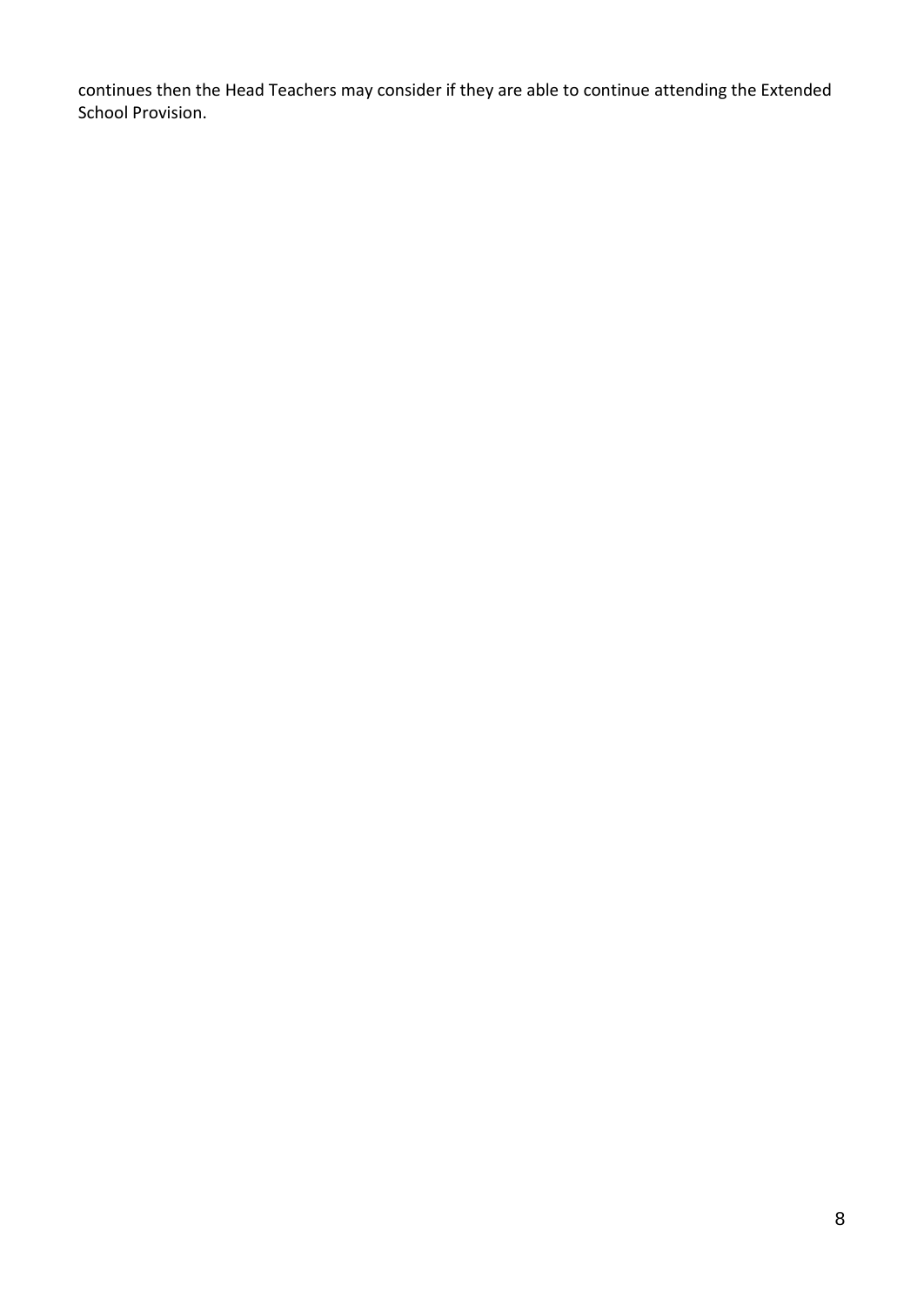continues then the Head Teachers may consider if they are able to continue attending the Extended School Provision.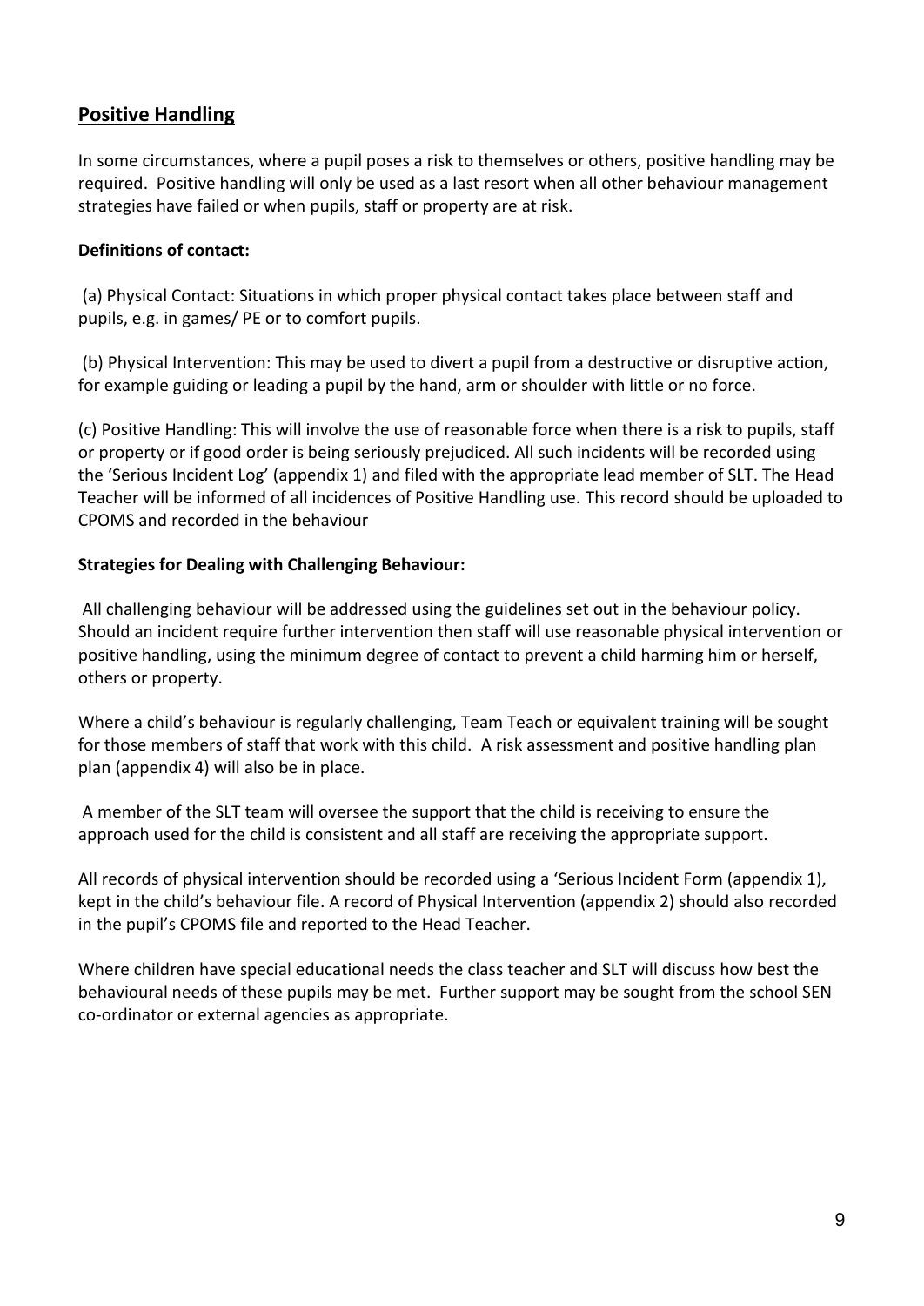## Positive Handling

In some circumstances, where a pupil poses a risk to themselves or others, positive handling may be required. Positive handling will only be used as a last resort when all other behaviour management strategies have failed or when pupils, staff or property are at risk.

**Definitions of contact:**

(a) Physical Contact: Situations in which proper physical contact takes place between staff and pupils, e.g. in games/ PE or to comfort pupils.

(b) Physical Intervention: This may be used to divert a pupil from a destructive or disruptive action, for example guiding or leading a pupil by the hand, arm or shoulder with little or no force.

(c) Positive Handling: This will involve the use of reasonable force when there is a risk to pupils, staff or property or if good order is being seriously prejudiced. All such incidents will be recorded using the 'Serious Incident Log' (appendix 1) and filed with the appropriate lead member of SLT. The Head Teacher will be informed of all incidences of Positive Handling use. This record should be uploaded to CPOMS and recorded in the behaviour

**Strategies for Dealing with Challenging Behaviour:**

All challenging behaviour will be addressed using the guidelines set out in the behaviour policy. Should an incident require further intervention then staff will use reasonable physical intervention or positive handling, using the minimum degree of contact to prevent a child harming him or herself, others or property.

Where a child's behaviour is regularly challenging, Team Teach or equivalent training will be sought for those members of staff that work with this child. A risk assessment and positive handling plan plan (appendix 4) will also be in place.

A member of the SLT team will oversee the support that the child is receiving to ensure the approach used for the child is consistent and all staff are receiving the appropriate support.

All records of physical intervention should be recorded using a 'Serious Incident Form (appendix 1), kept in the child's behaviour file. A record of Physical Intervention (appendix 2) should also recorded in the pupil's CPOMS file and reported to the Head Teacher.

Where children have special educational needs the class teacher and SLT will discuss how best the behavioural needs of these pupils may be met. Further support may be sought from the school SEN co-ordinator or external agencies as appropriate.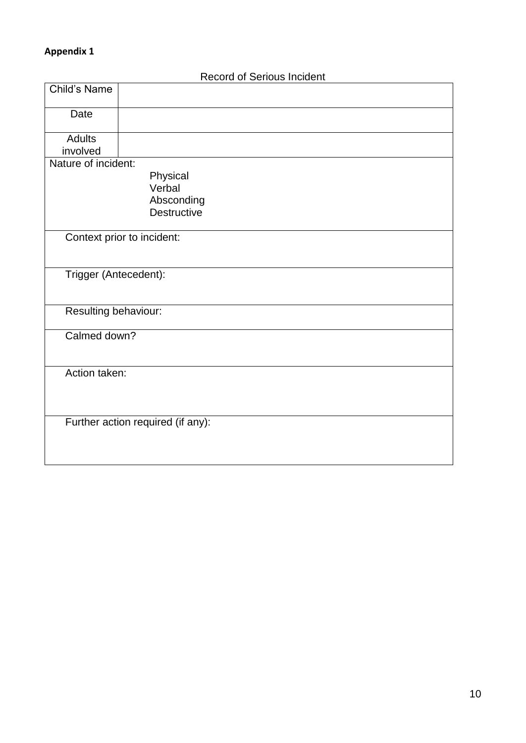**Appendix 1**

Record of Serious Incident

| Child's Name | |
|---|---|
| Date | |
| Adults involved | |
| Nature of incident:<br>Physical<br>Verbal<br>Absconding<br>Destructive | |
| Context prior to incident: | |
| Trigger (Antecedent): | |
| Resulting behaviour: | |
| Calmed down? | |
| Action taken: | |
| Further action required (if any): | |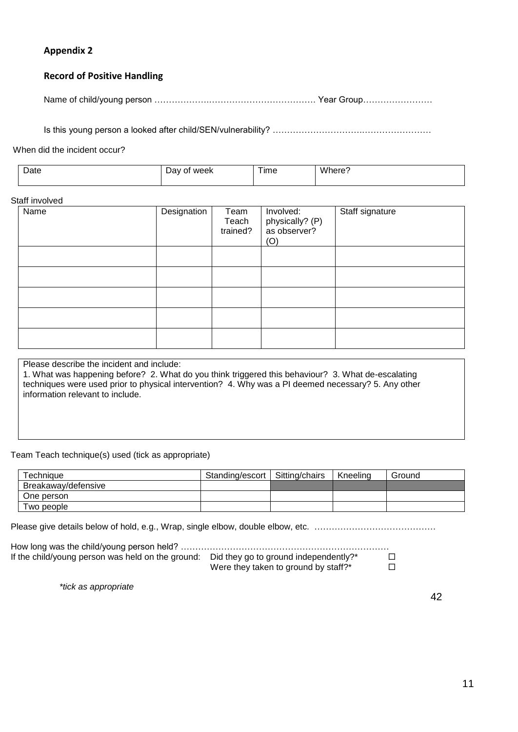## Appendix 2

### Record of Positive Handling

Name of child/young person ……………….…………………………… Year Group……………………

Is this young person a looked after child/SEN/vulnerability? ………………………….………….………

When did the incident occur?

| Date | Day of week | Time | Where? |
|---|---|---|---|
| | | | |

Staff involved

| Name | Designation | Team Teach trained? | Involved: physically? (P) as observer? (O) | Staff signature |
|---|---|---|---|---|
| | | | | |
| | | | | |
| | | | | |
| | | | | |
| | | | | |

| Please describe the incident and include:<br>1. What was happening before? 2. What do you think triggered this behaviour? 3. What de-escalating techniques were used prior to physical intervention? 4. Why was a PI deemed necessary? 5. Any other information relevant to include. |
|---|
| |

Team Teach technique(s) used (tick as appropriate)

| Technique | Standing/escort | Sitting/chairs | Kneeling | Ground |
|---|---|---|---|---|
| Breakaway/defensive | | | | |
| One person | | | | |
| Two people | | | | |

Please give details below of hold, e.g., Wrap, single elbow, double elbow, etc. ……………………………………

How long was the child/young person held? ………………………………………………………………

If the child/young person was held on the ground: Did they go to ground independently?* ☐

Were they taken to ground by staff?* ☐

*\*tick as appropriate*

42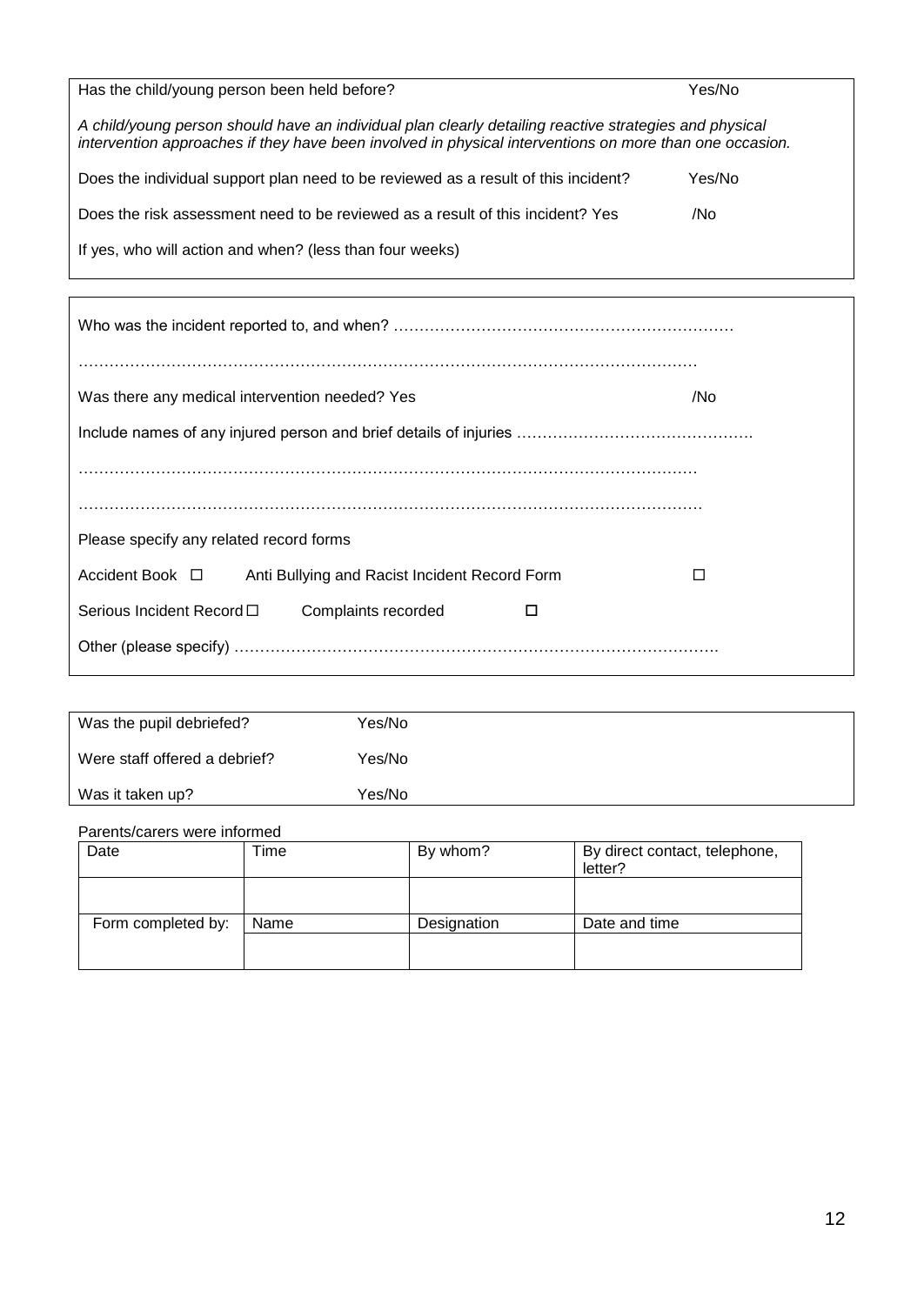Has the child/young person been held before? Yes/No

*A child/young person should have an individual plan clearly detailing reactive strategies and physical intervention approaches if they have been involved in physical interventions on more than one occasion.*

Does the individual support plan need to be reviewed as a result of this incident? Yes/No

Does the risk assessment need to be reviewed as a result of this incident? Yes /No

If yes, who will action and when? (less than four weeks)

---

Who was the incident reported to, and when? …………………………………………………………

………………………………………………………………………………………………………………

Was there any medical intervention needed? Yes /No

Include names of any injured person and brief details of injuries ……………………………………….

………………………………………………………………………………………………………………

………………………………………………………………………………………………………………

Please specify any related record forms

Accident Book ☐ Anti Bullying and Racist Incident Record Form ☐

Serious Incident Record ☐ Complaints recorded ☐

Other (please specify) ………………………………………………………………………………….

---

Was the pupil debriefed? Yes/No

Were staff offered a debrief? Yes/No

Was it taken up? Yes/No

Parents/carers were informed

| Date | Time | By whom? | By direct contact, telephone, letter? |
|---|---|---|---|
| | | | |
| Form completed by: | Name | Designation | Date and time |
| | | | |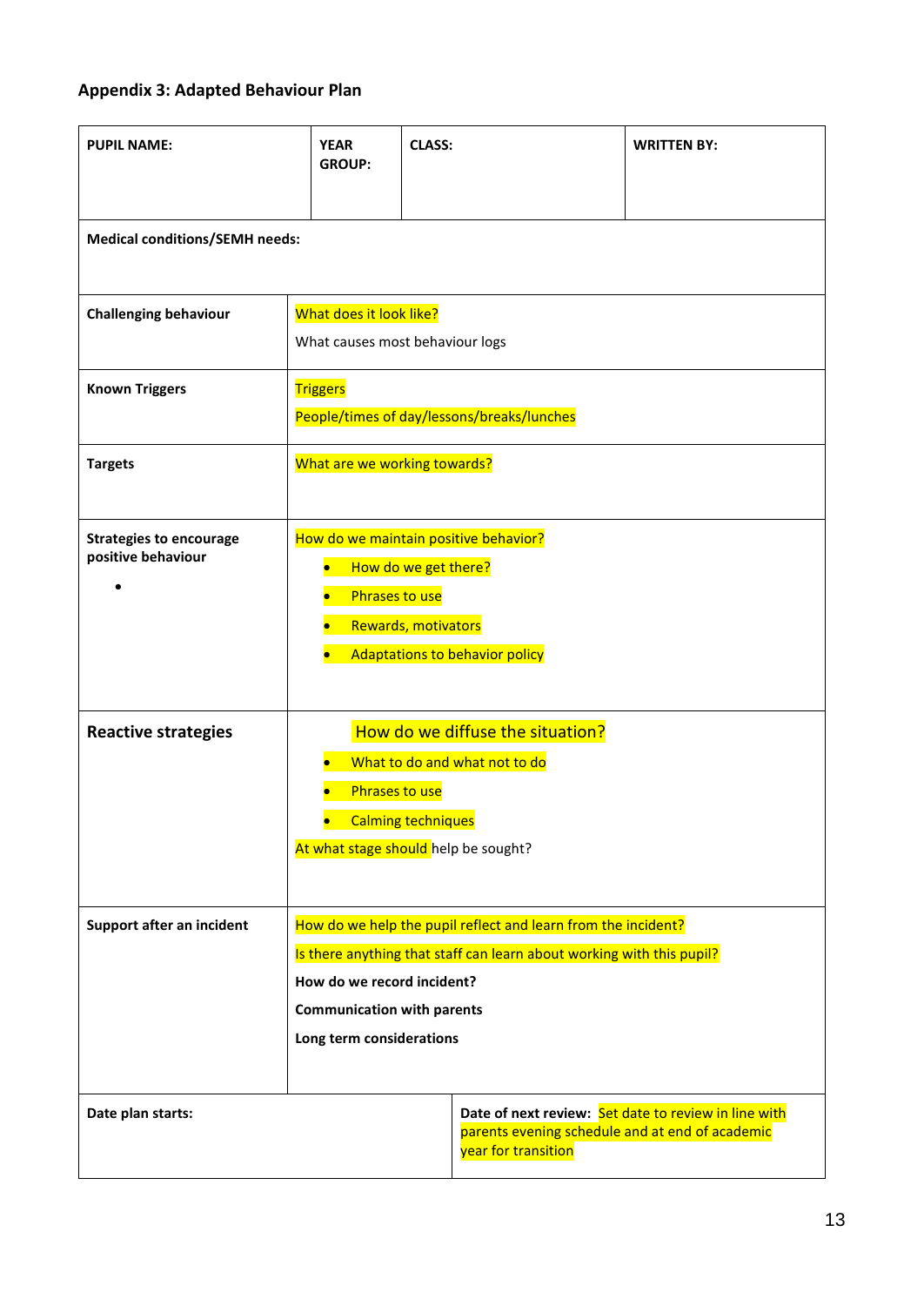## Appendix 3: Adapted Behaviour Plan

| **PUPIL NAME:** | **YEAR GROUP:** | **CLASS:** | **WRITTEN BY:** |
|---|---|---|---|
| **Medical conditions/SEMH needs:** | | | |
| **Challenging behaviour** | What does it look like?<br>What causes most behaviour logs | | |
| **Known Triggers** | Triggers<br>People/times of day/lessons/breaks/lunches | | |
| **Targets** | What are we working towards? | | |
| **Strategies to encourage positive behaviour**<br>• | How do we maintain positive behavior?<br>• How do we get there?<br>• Phrases to use<br>• Rewards, motivators<br>• Adaptations to behavior policy | | |
| **Reactive strategies** | How do we diffuse the situation?<br>• What to do and what not to do<br>• Phrases to use<br>• Calming techniques<br>At what stage should help be sought? | | |
| **Support after an incident** | How do we help the pupil reflect and learn from the incident?<br>Is there anything that staff can learn about working with this pupil?<br>**How do we record incident?**<br>**Communication with parents**<br>**Long term considerations** | | |
| **Date plan starts:** | | **Date of next review:** Set date to review in line with parents evening schedule and at end of academic year for transition | |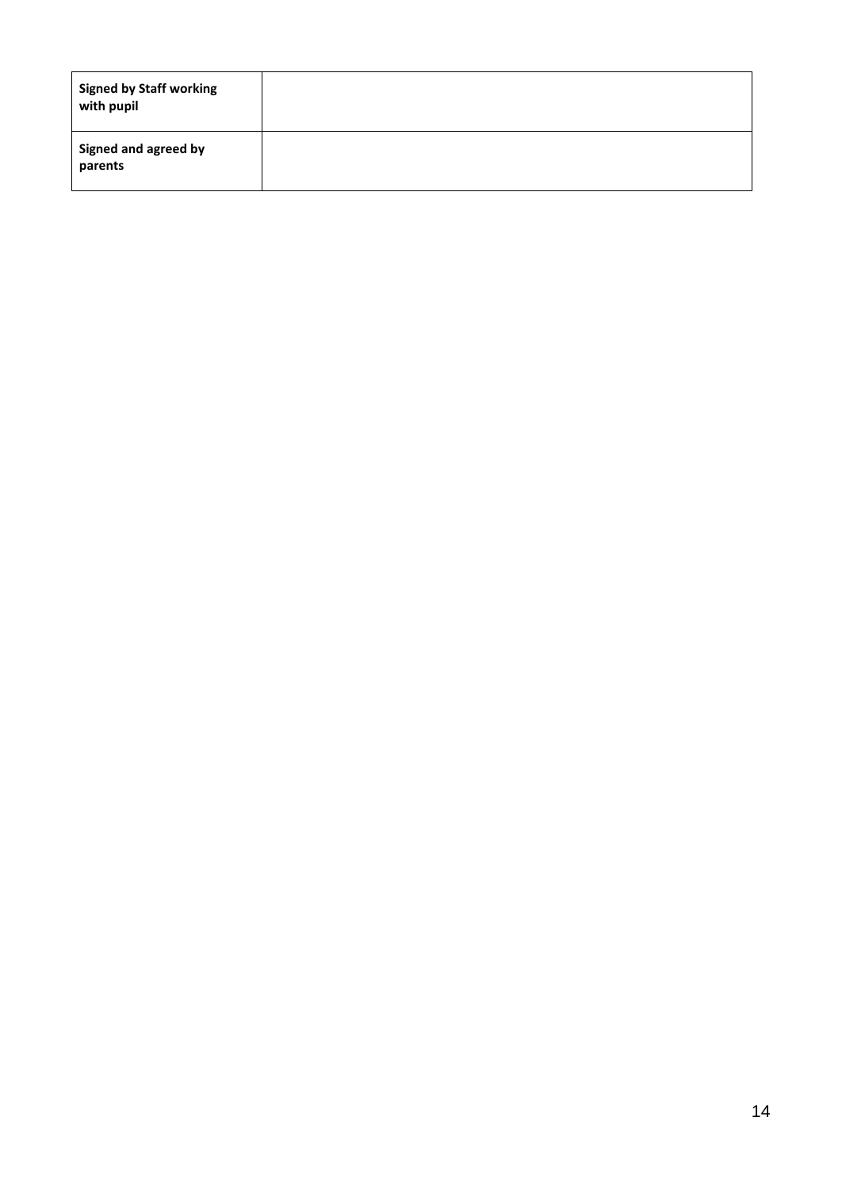| **Signed by Staff working with pupil** | |
| --- | --- |
| **Signed and agreed by parents** | |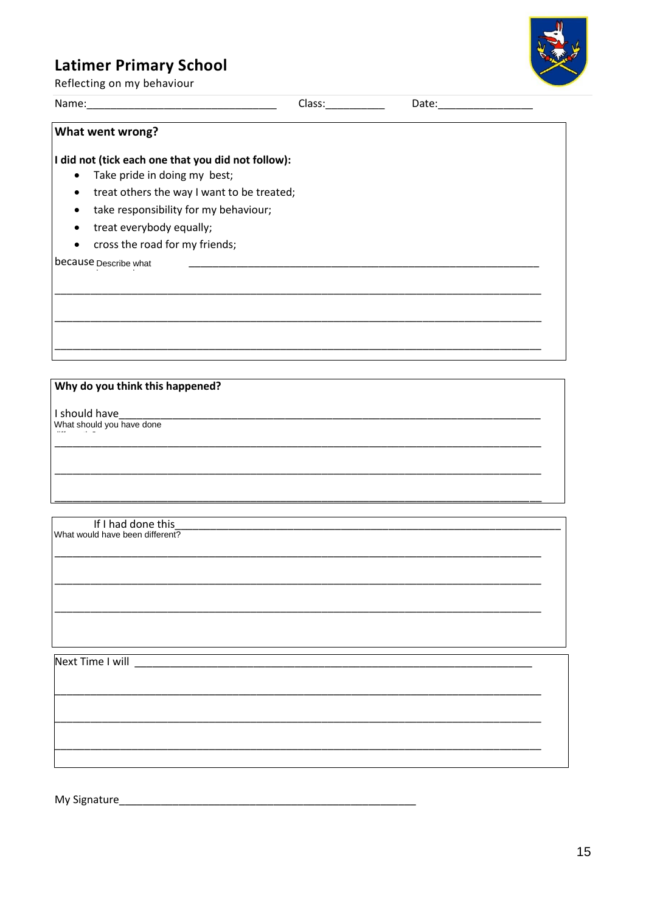## Latimer Primary School

Reflecting on my behaviour

Name:_______________________________ Class:__________ Date:________________

**What went wrong?**

**I did not (tick each one that you did not follow):**

- Take pride in doing my best;
- treat others the way I want to be treated;
- take responsibility for my behaviour;
- treat everybody equally;
- cross the road for my friends;

because Describe what ____________________________________________________________

________________________________________________________________________________

________________________________________________________________________________

________________________________________________________________________________

**Why do you think this happened?**

I should have__________________________________________________________________
What should you have done

________________________________________________________________________________

________________________________________________________________________________

________________________________________________________________________________

If I had done this_______________________________________________________________
What would have been different?

________________________________________________________________________________

________________________________________________________________________________

________________________________________________________________________________

Next Time I will _______________________________________________________________

________________________________________________________________________________

________________________________________________________________________________

________________________________________________________________________________

My Signature__________________________________________________